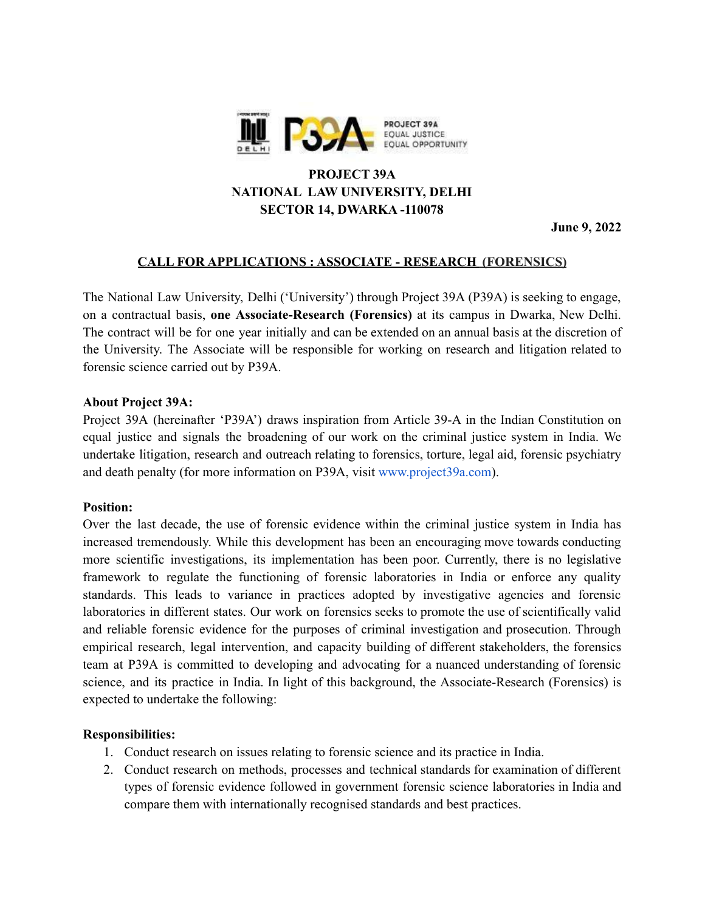**PROJECT 39A**
**NATIONAL LAW UNIVERSITY, DELHI**
**SECTOR 14, DWARKA -110078**

**June 9, 2022**

## CALL FOR APPLICATIONS : ASSOCIATE - RESEARCH (FORENSICS)

The National Law University, Delhi ('University') through Project 39A (P39A) is seeking to engage, on a contractual basis, **one Associate-Research (Forensics)** at its campus in Dwarka, New Delhi. The contract will be for one year initially and can be extended on an annual basis at the discretion of the University. The Associate will be responsible for working on research and litigation related to forensic science carried out by P39A.

**About Project 39A:**

Project 39A (hereinafter 'P39A') draws inspiration from Article 39-A in the Indian Constitution on equal justice and signals the broadening of our work on the criminal justice system in India. We undertake litigation, research and outreach relating to forensics, torture, legal aid, forensic psychiatry and death penalty (for more information on P39A, visit www.project39a.com).

**Position:**

Over the last decade, the use of forensic evidence within the criminal justice system in India has increased tremendously. While this development has been an encouraging move towards conducting more scientific investigations, its implementation has been poor. Currently, there is no legislative framework to regulate the functioning of forensic laboratories in India or enforce any quality standards. This leads to variance in practices adopted by investigative agencies and forensic laboratories in different states. Our work on forensics seeks to promote the use of scientifically valid and reliable forensic evidence for the purposes of criminal investigation and prosecution. Through empirical research, legal intervention, and capacity building of different stakeholders, the forensics team at P39A is committed to developing and advocating for a nuanced understanding of forensic science, and its practice in India. In light of this background, the Associate-Research (Forensics) is expected to undertake the following:

**Responsibilities:**

1. Conduct research on issues relating to forensic science and its practice in India.
2. Conduct research on methods, processes and technical standards for examination of different types of forensic evidence followed in government forensic science laboratories in India and compare them with internationally recognised standards and best practices.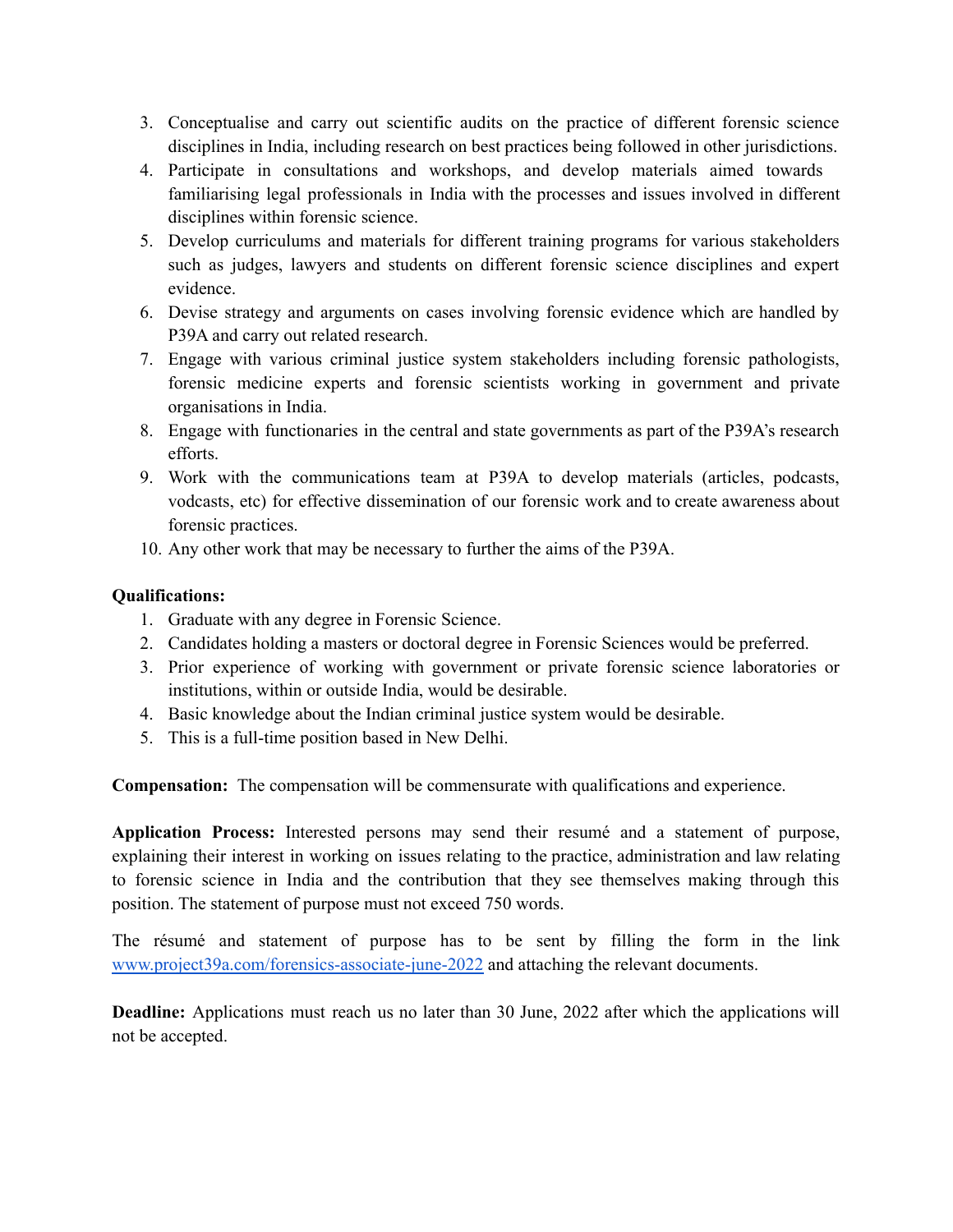3. Conceptualise and carry out scientific audits on the practice of different forensic science disciplines in India, including research on best practices being followed in other jurisdictions.
4. Participate in consultations and workshops, and develop materials aimed towards familiarising legal professionals in India with the processes and issues involved in different disciplines within forensic science.
5. Develop curriculums and materials for different training programs for various stakeholders such as judges, lawyers and students on different forensic science disciplines and expert evidence.
6. Devise strategy and arguments on cases involving forensic evidence which are handled by P39A and carry out related research.
7. Engage with various criminal justice system stakeholders including forensic pathologists, forensic medicine experts and forensic scientists working in government and private organisations in India.
8. Engage with functionaries in the central and state governments as part of the P39A's research efforts.
9. Work with the communications team at P39A to develop materials (articles, podcasts, vodcasts, etc) for effective dissemination of our forensic work and to create awareness about forensic practices.
10. Any other work that may be necessary to further the aims of the P39A.

**Qualifications:**

1. Graduate with any degree in Forensic Science.
2. Candidates holding a masters or doctoral degree in Forensic Sciences would be preferred.
3. Prior experience of working with government or private forensic science laboratories or institutions, within or outside India, would be desirable.
4. Basic knowledge about the Indian criminal justice system would be desirable.
5. This is a full-time position based in New Delhi.

**Compensation:** The compensation will be commensurate with qualifications and experience.

**Application Process:** Interested persons may send their resumé and a statement of purpose, explaining their interest in working on issues relating to the practice, administration and law relating to forensic science in India and the contribution that they see themselves making through this position. The statement of purpose must not exceed 750 words.

The résumé and statement of purpose has to be sent by filling the form in the link [www.project39a.com/forensics-associate-june-2022](www.project39a.com/forensics-associate-june-2022) and attaching the relevant documents.

**Deadline:** Applications must reach us no later than 30 June, 2022 after which the applications will not be accepted.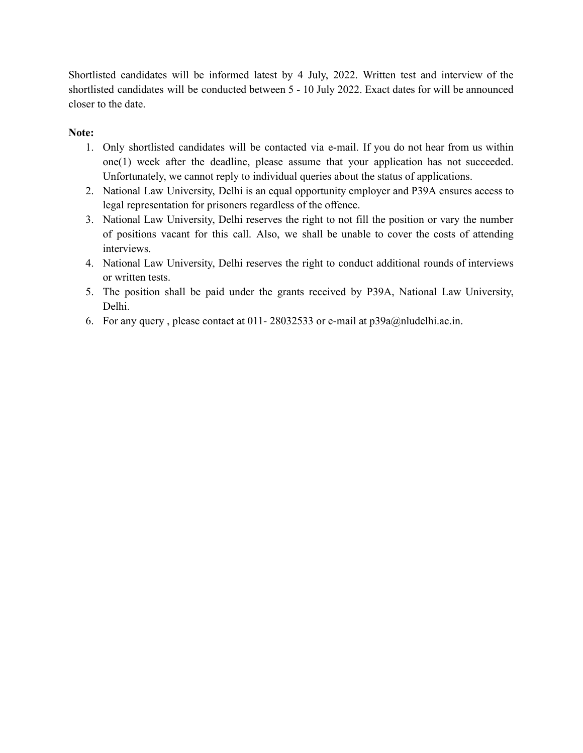Shortlisted candidates will be informed latest by 4 July, 2022. Written test and interview of the shortlisted candidates will be conducted between 5 - 10 July 2022. Exact dates for will be announced closer to the date.

**Note:**

1. Only shortlisted candidates will be contacted via e-mail. If you do not hear from us within one(1) week after the deadline, please assume that your application has not succeeded. Unfortunately, we cannot reply to individual queries about the status of applications.
2. National Law University, Delhi is an equal opportunity employer and P39A ensures access to legal representation for prisoners regardless of the offence.
3. National Law University, Delhi reserves the right to not fill the position or vary the number of positions vacant for this call. Also, we shall be unable to cover the costs of attending interviews.
4. National Law University, Delhi reserves the right to conduct additional rounds of interviews or written tests.
5. The position shall be paid under the grants received by P39A, National Law University, Delhi.
6. For any query , please contact at 011- 28032533 or e-mail at p39a@nludelhi.ac.in.